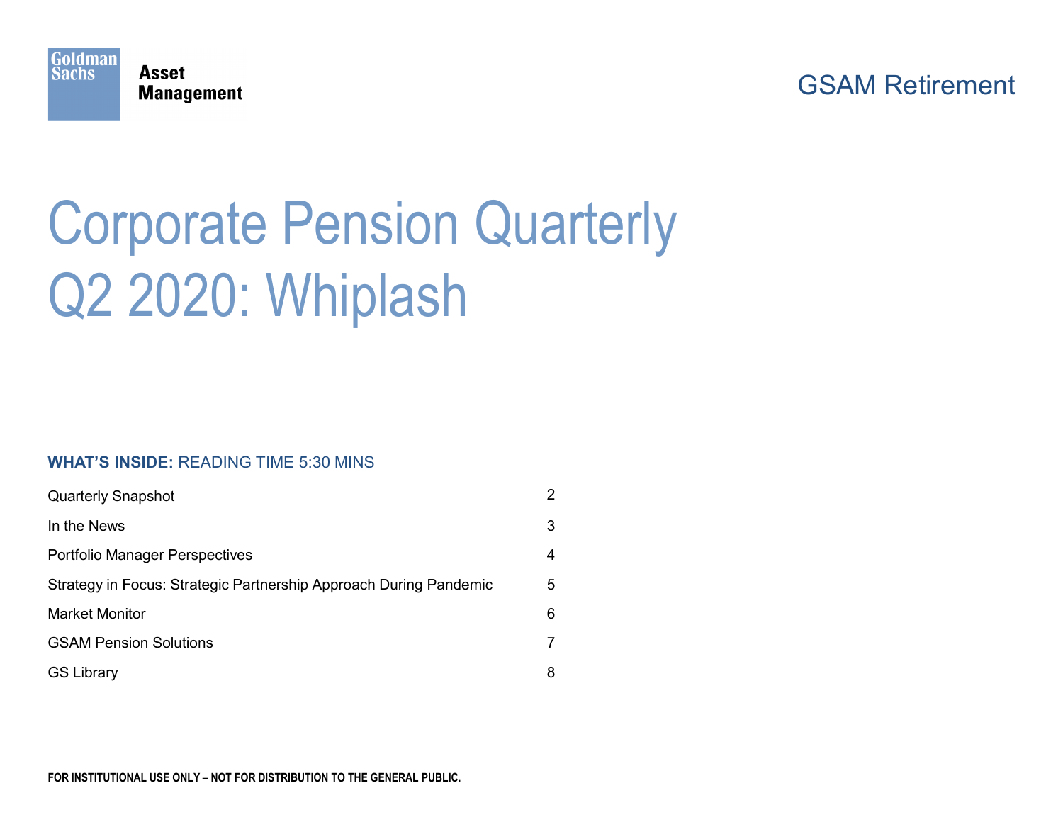Goldman Sachs Asset Management

GSAM Retirement

# Corporate Pension Quarterly Q2 2020: Whiplash

**WHAT'S INSIDE:** READING TIME 5:30 MINS

| | |
|---|---|
| Quarterly Snapshot | 2 |
| In the News | 3 |
| Portfolio Manager Perspectives | 4 |
| Strategy in Focus: Strategic Partnership Approach During Pandemic | 5 |
| Market Monitor | 6 |
| GSAM Pension Solutions | 7 |
| GS Library | 8 |

**FOR INSTITUTIONAL USE ONLY – NOT FOR DISTRIBUTION TO THE GENERAL PUBLIC.**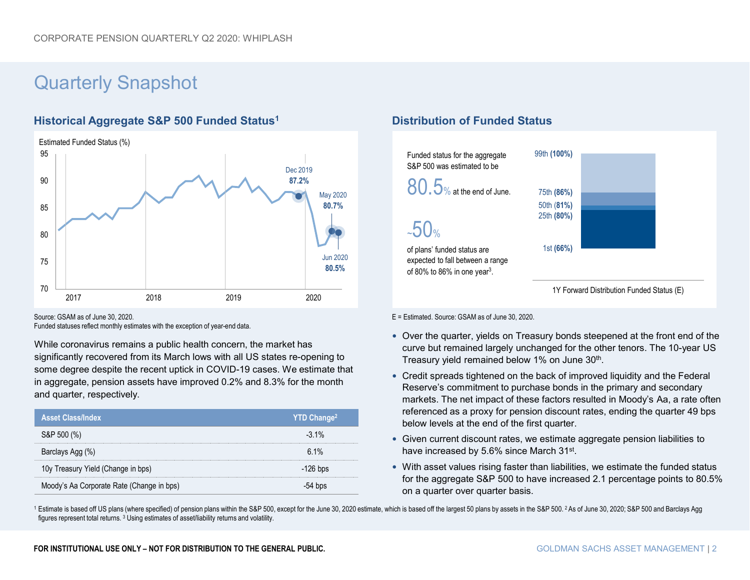# Quarterly Snapshot

## Historical Aggregate S&P 500 Funded Status[1]

Estimated Funded Status (%)

Dec 2019: 87.2%
May 2020: 80.7%
Jun 2020: 80.5%

Source: GSAM as of June 30, 2020.
Funded statuses reflect monthly estimates with the exception of year-end data.

While coronavirus remains a public health concern, the market has significantly recovered from its March lows with all US states re-opening to some degree despite the recent uptick in COVID-19 cases. We estimate that in aggregate, pension assets have improved 0.2% and 8.3% for the month and quarter, respectively.

| Asset Class/Index | YTD Change[2] |
|---|---|
| S&P 500 (%) | -3.1% |
| Barclays Agg (%) | 6.1% |
| 10y Treasury Yield (Change in bps) | -126 bps |
| Moody's Aa Corporate Rate (Change in bps) | -54 bps |

## Distribution of Funded Status

Funded status for the aggregate S&P 500 was estimated to be **80.5%** at the end of June.

**~50%** of plans' funded status are expected to fall between a range of 80% to 86% in one year[3].

1Y Forward Distribution Funded Status (E)

- 99th (100%)
- 75th (86%)
- 50th (81%)
- 25th (80%)
- 1st (66%)

E = Estimated. Source: GSAM as of June 30, 2020.

- Over the quarter, yields on Treasury bonds steepened at the front end of the curve but remained largely unchanged for the other tenors. The 10-year US Treasury yield remained below 1% on June 30th.
- Credit spreads tightened on the back of improved liquidity and the Federal Reserve's commitment to purchase bonds in the primary and secondary markets. The net impact of these factors resulted in Moody's Aa, a rate often referenced as a proxy for pension discount rates, ending the quarter 49 bps below levels at the end of the first quarter.
- Given current discount rates, we estimate aggregate pension liabilities to have increased by 5.6% since March 31st.
- With asset values rising faster than liabilities, we estimate the funded status for the aggregate S&P 500 to have increased 2.1 percentage points to 80.5% on a quarter over quarter basis.

[1] Estimate is based off US plans (where specified) of pension plans within the S&P 500, except for the June 30, 2020 estimate, which is based off the largest 50 plans by assets in the S&P 500. [2] As of June 30, 2020; S&P 500 and Barclays Agg figures represent total returns. [3] Using estimates of asset/liability returns and volatility.

FOR INSTITUTIONAL USE ONLY – NOT FOR DISTRIBUTION TO THE GENERAL PUBLIC.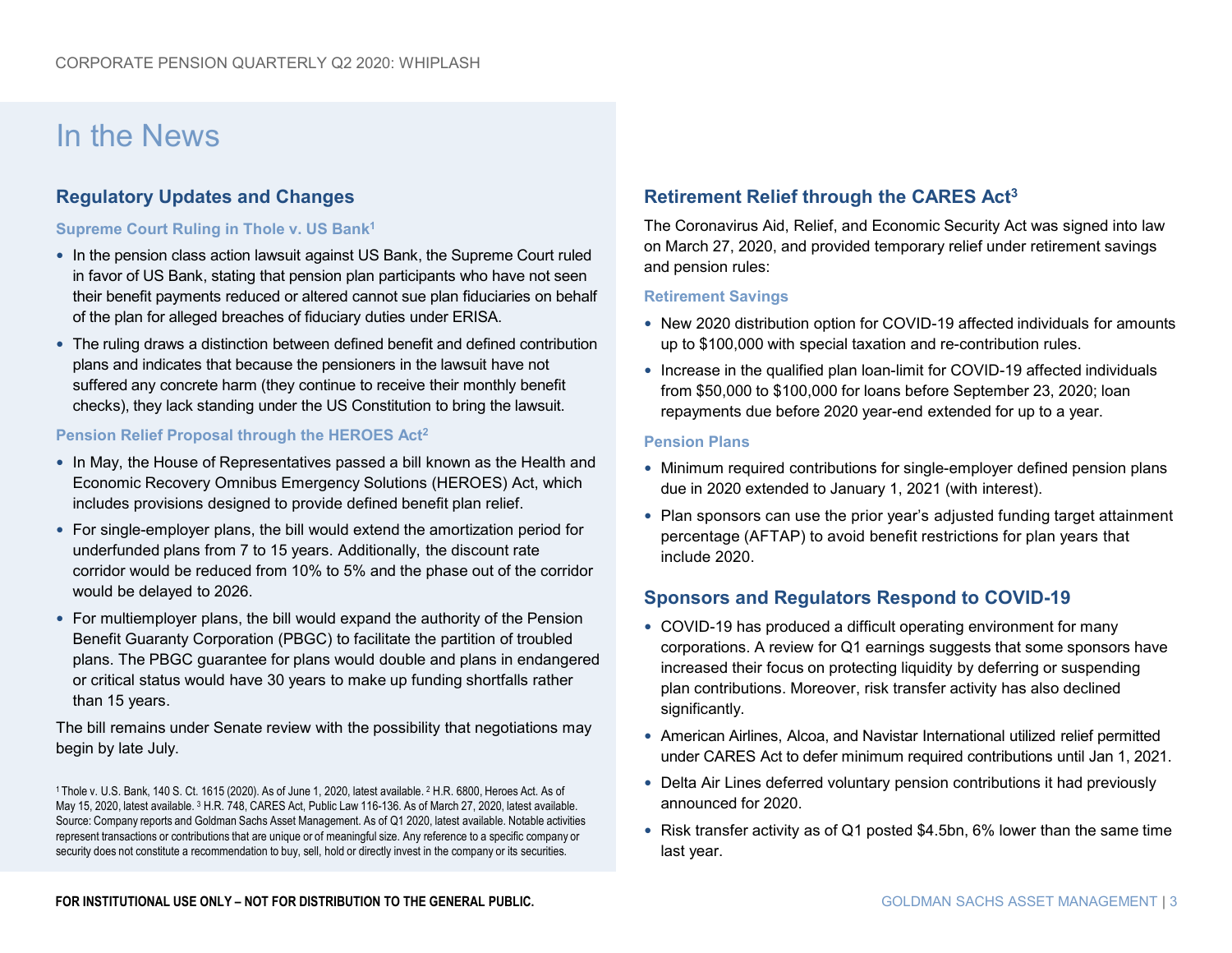# In the News

## Regulatory Updates and Changes

### Supreme Court Ruling in Thole v. US Bank[1]

- In the pension class action lawsuit against US Bank, the Supreme Court ruled in favor of US Bank, stating that pension plan participants who have not seen their benefit payments reduced or altered cannot sue plan fiduciaries on behalf of the plan for alleged breaches of fiduciary duties under ERISA.
- The ruling draws a distinction between defined benefit and defined contribution plans and indicates that because the pensioners in the lawsuit have not suffered any concrete harm (they continue to receive their monthly benefit checks), they lack standing under the US Constitution to bring the lawsuit.

### Pension Relief Proposal through the HEROES Act[2]

- In May, the House of Representatives passed a bill known as the Health and Economic Recovery Omnibus Emergency Solutions (HEROES) Act, which includes provisions designed to provide defined benefit plan relief.
- For single-employer plans, the bill would extend the amortization period for underfunded plans from 7 to 15 years. Additionally, the discount rate corridor would be reduced from 10% to 5% and the phase out of the corridor would be delayed to 2026.
- For multiemployer plans, the bill would expand the authority of the Pension Benefit Guaranty Corporation (PBGC) to facilitate the partition of troubled plans. The PBGC guarantee for plans would double and plans in endangered or critical status would have 30 years to make up funding shortfalls rather than 15 years.

The bill remains under Senate review with the possibility that negotiations may begin by late July.

[1] Thole v. U.S. Bank, 140 S. Ct. 1615 (2020). As of June 1, 2020, latest available. [2] H.R. 6800, Heroes Act. As of May 15, 2020, latest available. [3] H.R. 748, CARES Act, Public Law 116-136. As of March 27, 2020, latest available. Source: Company reports and Goldman Sachs Asset Management. As of Q1 2020, latest available. Notable activities represent transactions or contributions that are unique or of meaningful size. Any reference to a specific company or security does not constitute a recommendation to buy, sell, hold or directly invest in the company or its securities.

## Retirement Relief through the CARES Act[3]

The Coronavirus Aid, Relief, and Economic Security Act was signed into law on March 27, 2020, and provided temporary relief under retirement savings and pension rules:

### Retirement Savings

- New 2020 distribution option for COVID-19 affected individuals for amounts up to $100,000 with special taxation and re-contribution rules.
- Increase in the qualified plan loan-limit for COVID-19 affected individuals from $50,000 to $100,000 for loans before September 23, 2020; loan repayments due before 2020 year-end extended for up to a year.

### Pension Plans

- Minimum required contributions for single-employer defined pension plans due in 2020 extended to January 1, 2021 (with interest).
- Plan sponsors can use the prior year's adjusted funding target attainment percentage (AFTAP) to avoid benefit restrictions for plan years that include 2020.

## Sponsors and Regulators Respond to COVID-19

- COVID-19 has produced a difficult operating environment for many corporations. A review for Q1 earnings suggests that some sponsors have increased their focus on protecting liquidity by deferring or suspending plan contributions. Moreover, risk transfer activity has also declined significantly.
- American Airlines, Alcoa, and Navistar International utilized relief permitted under CARES Act to defer minimum required contributions until Jan 1, 2021.
- Delta Air Lines deferred voluntary pension contributions it had previously announced for 2020.
- Risk transfer activity as of Q1 posted $4.5bn, 6% lower than the same time last year.

**FOR INSTITUTIONAL USE ONLY – NOT FOR DISTRIBUTION TO THE GENERAL PUBLIC.**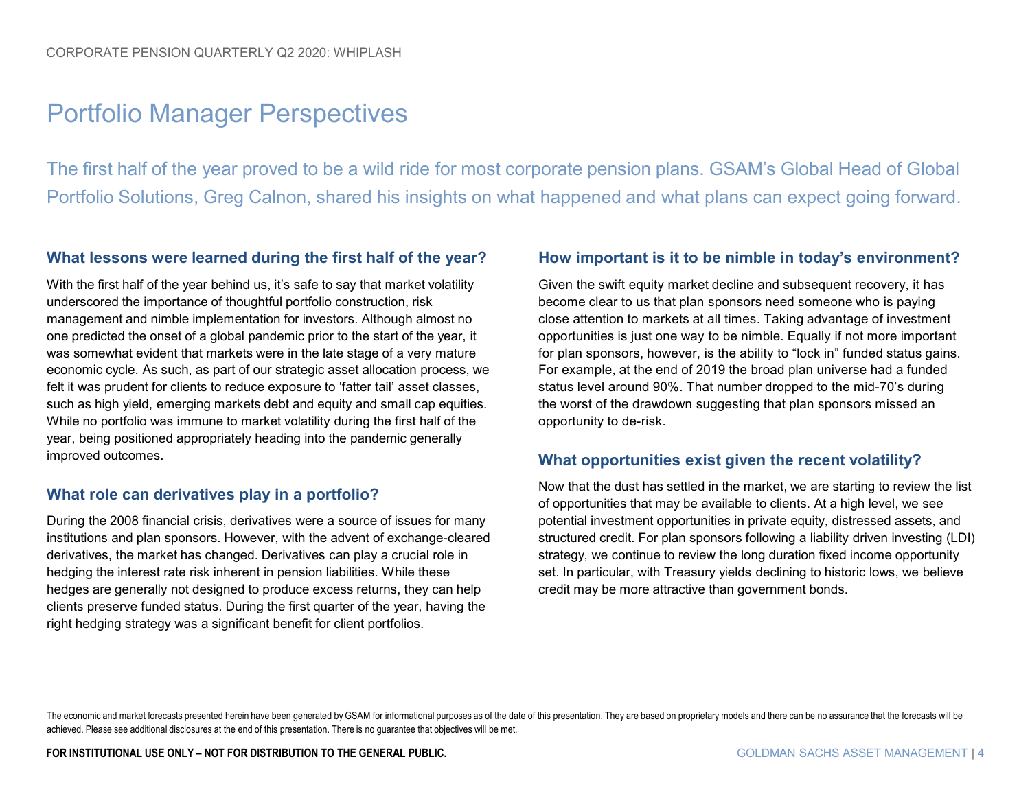# Portfolio Manager Perspectives

The first half of the year proved to be a wild ride for most corporate pension plans. GSAM's Global Head of Global Portfolio Solutions, Greg Calnon, shared his insights on what happened and what plans can expect going forward.

## What lessons were learned during the first half of the year?

With the first half of the year behind us, it's safe to say that market volatility underscored the importance of thoughtful portfolio construction, risk management and nimble implementation for investors. Although almost no one predicted the onset of a global pandemic prior to the start of the year, it was somewhat evident that markets were in the late stage of a very mature economic cycle. As such, as part of our strategic asset allocation process, we felt it was prudent for clients to reduce exposure to 'fatter tail' asset classes, such as high yield, emerging markets debt and equity and small cap equities. While no portfolio was immune to market volatility during the first half of the year, being positioned appropriately heading into the pandemic generally improved outcomes.

## What role can derivatives play in a portfolio?

During the 2008 financial crisis, derivatives were a source of issues for many institutions and plan sponsors. However, with the advent of exchange-cleared derivatives, the market has changed. Derivatives can play a crucial role in hedging the interest rate risk inherent in pension liabilities. While these hedges are generally not designed to produce excess returns, they can help clients preserve funded status. During the first quarter of the year, having the right hedging strategy was a significant benefit for client portfolios.

## How important is it to be nimble in today's environment?

Given the swift equity market decline and subsequent recovery, it has become clear to us that plan sponsors need someone who is paying close attention to markets at all times. Taking advantage of investment opportunities is just one way to be nimble. Equally if not more important for plan sponsors, however, is the ability to "lock in" funded status gains. For example, at the end of 2019 the broad plan universe had a funded status level around 90%. That number dropped to the mid-70's during the worst of the drawdown suggesting that plan sponsors missed an opportunity to de-risk.

## What opportunities exist given the recent volatility?

Now that the dust has settled in the market, we are starting to review the list of opportunities that may be available to clients. At a high level, we see potential investment opportunities in private equity, distressed assets, and structured credit. For plan sponsors following a liability driven investing (LDI) strategy, we continue to review the long duration fixed income opportunity set. In particular, with Treasury yields declining to historic lows, we believe credit may be more attractive than government bonds.

The economic and market forecasts presented herein have been generated by GSAM for informational purposes as of the date of this presentation. They are based on proprietary models and there can be no assurance that the forecasts will be achieved. Please see additional disclosures at the end of this presentation. There is no guarantee that objectives will be met.

**FOR INSTITUTIONAL USE ONLY – NOT FOR DISTRIBUTION TO THE GENERAL PUBLIC.**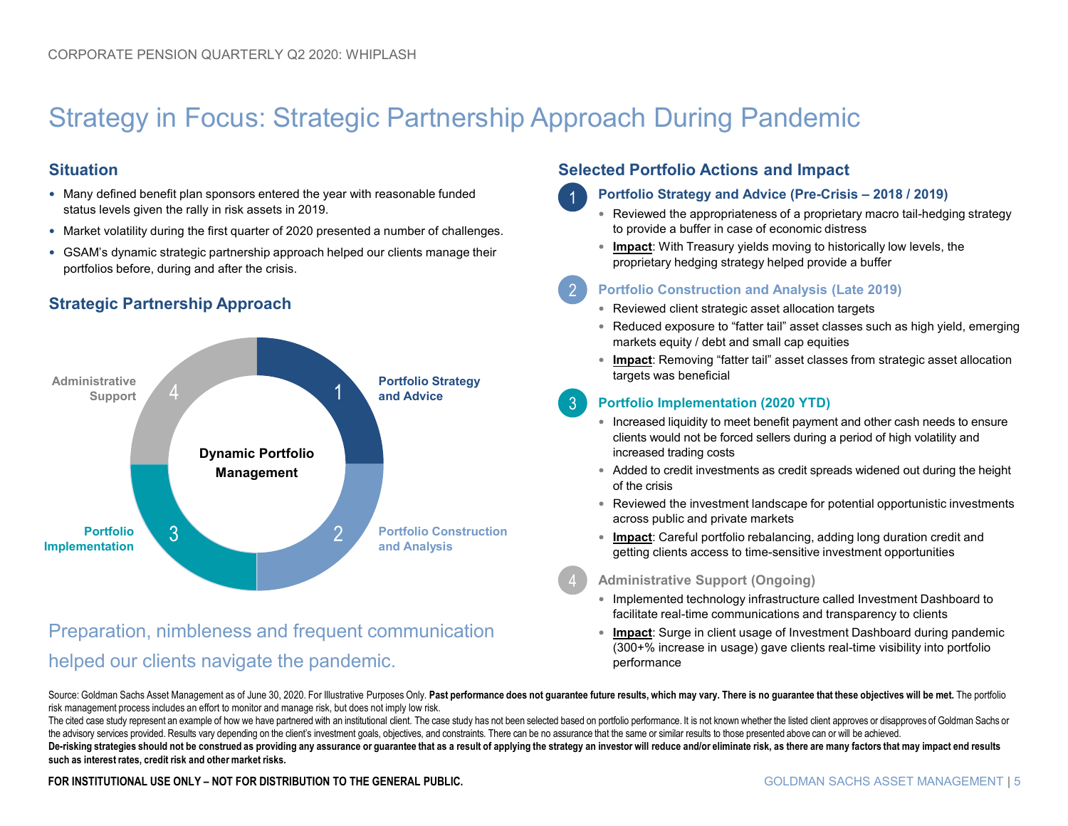# Strategy in Focus: Strategic Partnership Approach During Pandemic

## Situation

- Many defined benefit plan sponsors entered the year with reasonable funded status levels given the rally in risk assets in 2019.
- Market volatility during the first quarter of 2020 presented a number of challenges.
- GSAM's dynamic strategic partnership approach helped our clients manage their portfolios before, during and after the crisis.

## Strategic Partnership Approach

**Dynamic Portfolio Management**

1. Portfolio Strategy and Advice
2. Portfolio Construction and Analysis
3. Portfolio Implementation
4. Administrative Support

Preparation, nimbleness and frequent communication helped our clients navigate the pandemic.

## Selected Portfolio Actions and Impact

### 1 Portfolio Strategy and Advice (Pre-Crisis – 2018 / 2019)

- Reviewed the appropriateness of a proprietary macro tail-hedging strategy to provide a buffer in case of economic distress
- **Impact**: With Treasury yields moving to historically low levels, the proprietary hedging strategy helped provide a buffer

### 2 Portfolio Construction and Analysis (Late 2019)

- Reviewed client strategic asset allocation targets
- Reduced exposure to "fatter tail" asset classes such as high yield, emerging markets equity / debt and small cap equities
- **Impact**: Removing "fatter tail" asset classes from strategic asset allocation targets was beneficial

### 3 Portfolio Implementation (2020 YTD)

- Increased liquidity to meet benefit payment and other cash needs to ensure clients would not be forced sellers during a period of high volatility and increased trading costs
- Added to credit investments as credit spreads widened out during the height of the crisis
- Reviewed the investment landscape for potential opportunistic investments across public and private markets
- **Impact**: Careful portfolio rebalancing, adding long duration credit and getting clients access to time-sensitive investment opportunities

### 4 Administrative Support (Ongoing)

- Implemented technology infrastructure called Investment Dashboard to facilitate real-time communications and transparency to clients
- **Impact**: Surge in client usage of Investment Dashboard during pandemic (300+% increase in usage) gave clients real-time visibility into portfolio performance

Source: Goldman Sachs Asset Management as of June 30, 2020. For Illustrative Purposes Only. **Past performance does not guarantee future results, which may vary. There is no guarantee that these objectives will be met.** The portfolio risk management process includes an effort to monitor and manage risk, but does not imply low risk.

The cited case study represent an example of how we have partnered with an institutional client. The case study has not been selected based on portfolio performance. It is not known whether the listed client approves or disapproves of Goldman Sachs or the advisory services provided. Results vary depending on the client's investment goals, objectives, and constraints. There can be no assurance that the same or similar results to those presented above can or will be achieved.

**De-risking strategies should not be construed as providing any assurance or guarantee that as a result of applying the strategy an investor will reduce and/or eliminate risk, as there are many factors that may impact end results such as interest rates, credit risk and other market risks.**

**FOR INSTITUTIONAL USE ONLY – NOT FOR DISTRIBUTION TO THE GENERAL PUBLIC.**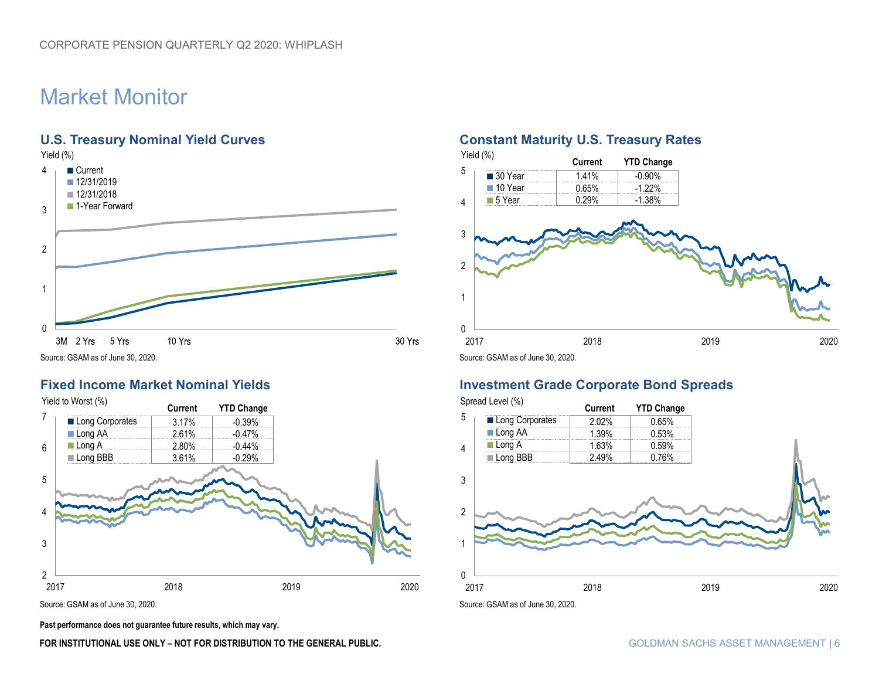# Market Monitor

## U.S. Treasury Nominal Yield Curves

Yield (%)

- Current
- 12/31/2019
- 12/31/2018
- 1-Year Forward

Source: GSAM as of June 30, 2020.

## Constant Maturity U.S. Treasury Rates

Yield (%)

| | Current | YTD Change |
|---|---|---|
| 30 Year | 1.41% | -0.90% |
| 10 Year | 0.65% | -1.22% |
| 5 Year | 0.29% | -1.38% |

Source: GSAM as of June 30, 2020.

## Fixed Income Market Nominal Yields

Yield to Worst (%)

| | Current | YTD Change |
|---|---|---|
| Long Corporates | 3.17% | -0.39% |
| Long AA | 2.61% | -0.47% |
| Long A | 2.80% | -0.44% |
| Long BBB | 3.61% | -0.29% |

Source: GSAM as of June 30, 2020.

## Investment Grade Corporate Bond Spreads

Spread Level (%)

| | Current | YTD Change |
|---|---|---|
| Long Corporates | 2.02% | 0.65% |
| Long AA | 1.39% | 0.53% |
| Long A | 1.63% | 0.59% |
| Long BBB | 2.49% | 0.76% |

Source: GSAM as of June 30, 2020.

**Past performance does not guarantee future results, which may vary.**

**FOR INSTITUTIONAL USE ONLY – NOT FOR DISTRIBUTION TO THE GENERAL PUBLIC.**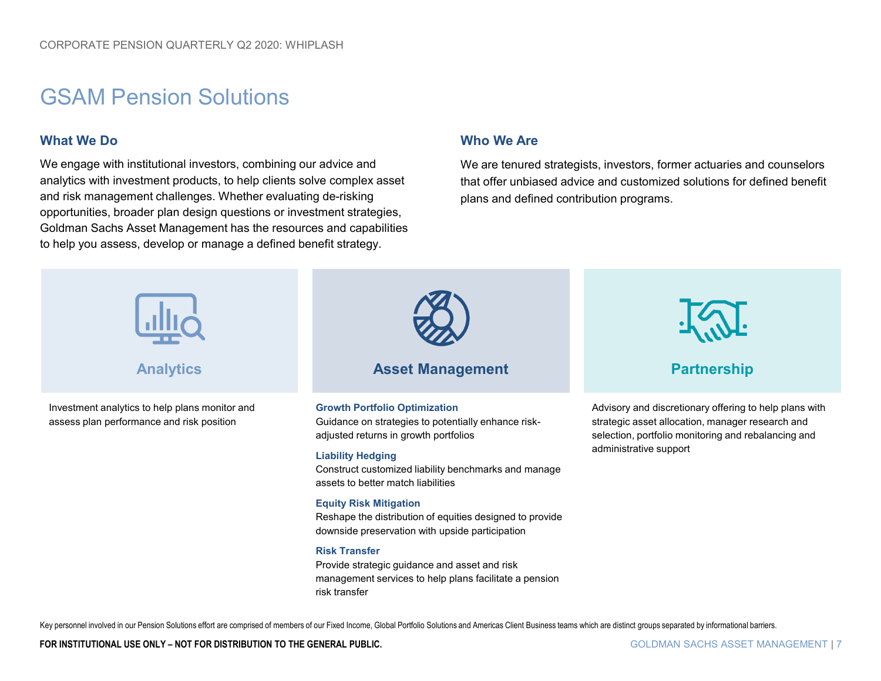# GSAM Pension Solutions

## What We Do

We engage with institutional investors, combining our advice and analytics with investment products, to help clients solve complex asset and risk management challenges. Whether evaluating de-risking opportunities, broader plan design questions or investment strategies, Goldman Sachs Asset Management has the resources and capabilities to help you assess, develop or manage a defined benefit strategy.

## Who We Are

We are tenured strategists, investors, former actuaries and counselors that offer unbiased advice and customized solutions for defined benefit plans and defined contribution programs.

### Analytics

Investment analytics to help plans monitor and assess plan performance and risk position

### Asset Management

**Growth Portfolio Optimization**
Guidance on strategies to potentially enhance risk-adjusted returns in growth portfolios

**Liability Hedging**
Construct customized liability benchmarks and manage assets to better match liabilities

**Equity Risk Mitigation**
Reshape the distribution of equities designed to provide downside preservation with upside participation

**Risk Transfer**
Provide strategic guidance and asset and risk management services to help plans facilitate a pension risk transfer

### Partnership

Advisory and discretionary offering to help plans with strategic asset allocation, manager research and selection, portfolio monitoring and rebalancing and administrative support

Key personnel involved in our Pension Solutions effort are comprised of members of our Fixed Income, Global Portfolio Solutions and Americas Client Business teams which are distinct groups separated by informational barriers.

**FOR INSTITUTIONAL USE ONLY – NOT FOR DISTRIBUTION TO THE GENERAL PUBLIC.**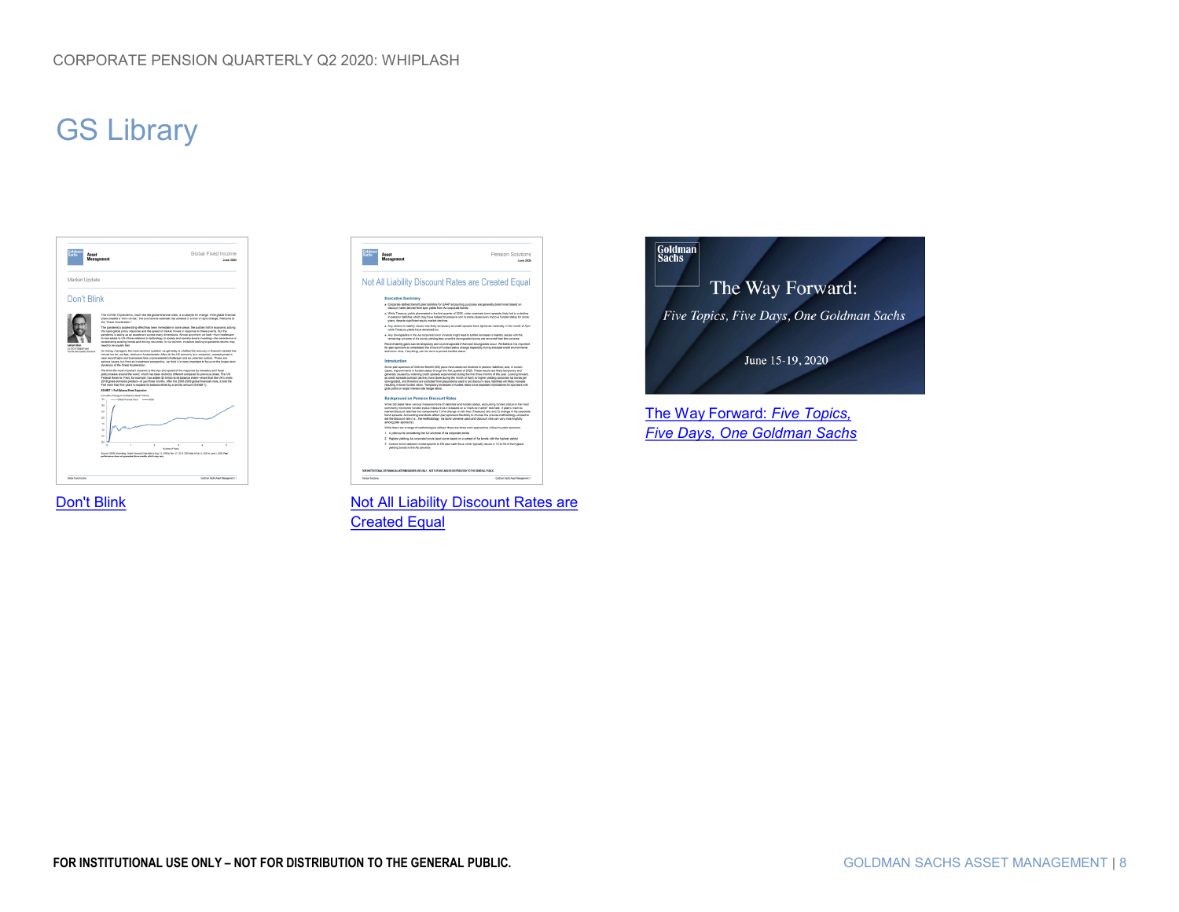# GS Library

[Don't Blink]

[Not All Liability Discount Rates are Created Equal]

[The Way Forward: *Five Topics, Five Days, One Goldman Sachs*]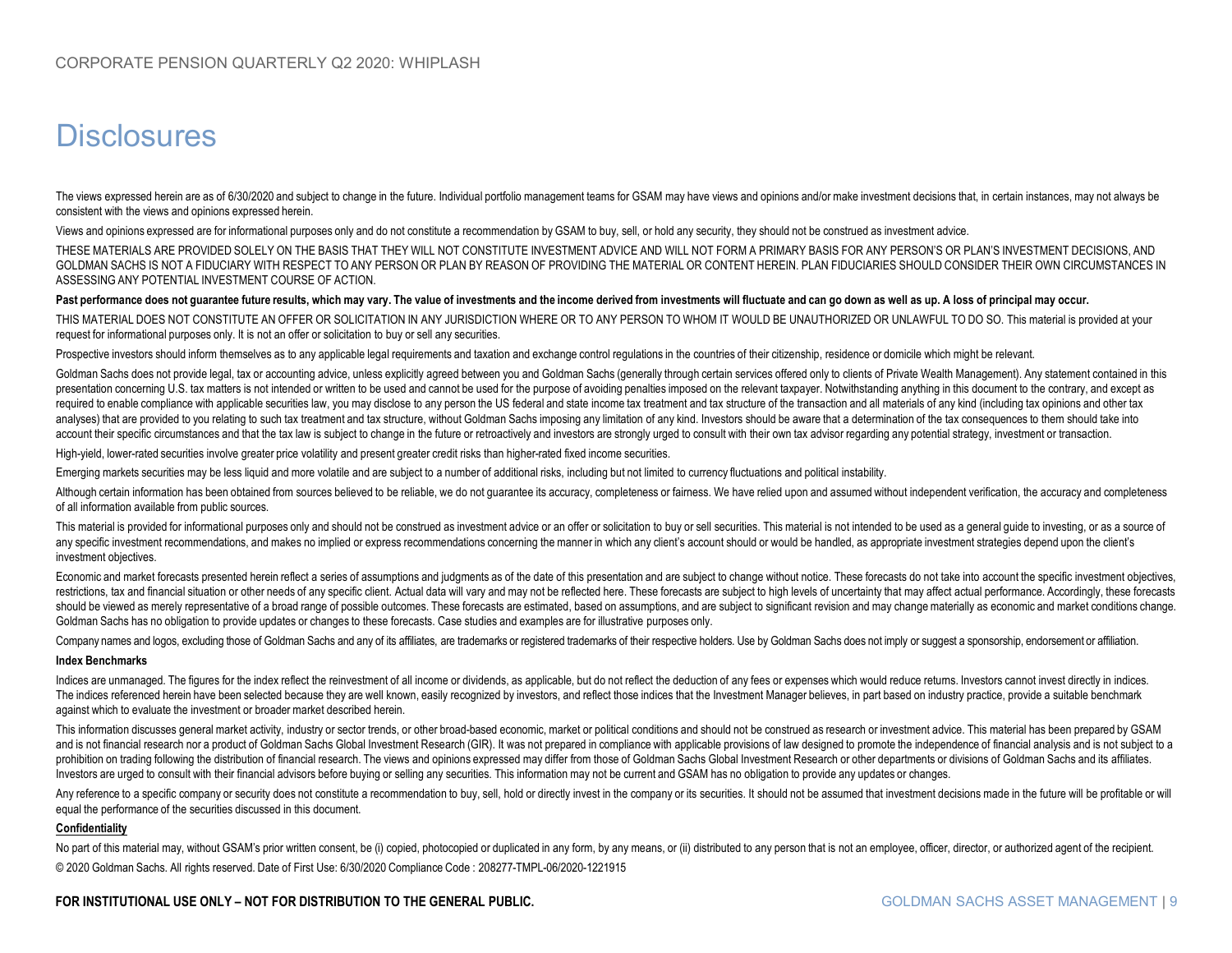# Disclosures

The views expressed herein are as of 6/30/2020 and subject to change in the future. Individual portfolio management teams for GSAM may have views and opinions and/or make investment decisions that, in certain instances, may not always be consistent with the views and opinions expressed herein.

Views and opinions expressed are for informational purposes only and do not constitute a recommendation by GSAM to buy, sell, or hold any security, they should not be construed as investment advice.

THESE MATERIALS ARE PROVIDED SOLELY ON THE BASIS THAT THEY WILL NOT CONSTITUTE INVESTMENT ADVICE AND WILL NOT FORM A PRIMARY BASIS FOR ANY PERSON'S OR PLAN'S INVESTMENT DECISIONS, AND GOLDMAN SACHS IS NOT A FIDUCIARY WITH RESPECT TO ANY PERSON OR PLAN BY REASON OF PROVIDING THE MATERIAL OR CONTENT HEREIN. PLAN FIDUCIARIES SHOULD CONSIDER THEIR OWN CIRCUMSTANCES IN ASSESSING ANY POTENTIAL INVESTMENT COURSE OF ACTION.

**Past performance does not guarantee future results, which may vary. The value of investments and the income derived from investments will fluctuate and can go down as well as up. A loss of principal may occur.**

THIS MATERIAL DOES NOT CONSTITUTE AN OFFER OR SOLICITATION IN ANY JURISDICTION WHERE OR TO ANY PERSON TO WHOM IT WOULD BE UNAUTHORIZED OR UNLAWFUL TO DO SO. This material is provided at your request for informational purposes only. It is not an offer or solicitation to buy or sell any securities.

Prospective investors should inform themselves as to any applicable legal requirements and taxation and exchange control regulations in the countries of their citizenship, residence or domicile which might be relevant.

Goldman Sachs does not provide legal, tax or accounting advice, unless explicitly agreed between you and Goldman Sachs (generally through certain services offered only to clients of Private Wealth Management). Any statement contained in this presentation concerning U.S. tax matters is not intended or written to be used and cannot be used for the purpose of avoiding penalties imposed on the relevant taxpayer. Notwithstanding anything in this document to the contrary, and except as required to enable compliance with applicable securities law, you may disclose to any person the US federal and state income tax treatment and tax structure of the transaction and all materials of any kind (including tax opinions and other tax analyses) that are provided to you relating to such tax treatment and tax structure, without Goldman Sachs imposing any limitation of any kind. Investors should be aware that a determination of the tax consequences to them should take into account their specific circumstances and that the tax law is subject to change in the future or retroactively and investors are strongly urged to consult with their own tax advisor regarding any potential strategy, investment or transaction.

High-yield, lower-rated securities involve greater price volatility and present greater credit risks than higher-rated fixed income securities.

Emerging markets securities may be less liquid and more volatile and are subject to a number of additional risks, including but not limited to currency fluctuations and political instability.

Although certain information has been obtained from sources believed to be reliable, we do not guarantee its accuracy, completeness or fairness. We have relied upon and assumed without independent verification, the accuracy and completeness of all information available from public sources.

This material is provided for informational purposes only and should not be construed as investment advice or an offer or solicitation to buy or sell securities. This material is not intended to be used as a general guide to investing, or as a source of any specific investment recommendations, and makes no implied or express recommendations concerning the manner in which any client's account should or would be handled, as appropriate investment strategies depend upon the client's investment objectives.

Economic and market forecasts presented herein reflect a series of assumptions and judgments as of the date of this presentation and are subject to change without notice. These forecasts do not take into account the specific investment objectives, restrictions, tax and financial situation or other needs of any specific client. Actual data will vary and may not be reflected here. These forecasts are subject to high levels of uncertainty that may affect actual performance. Accordingly, these forecasts should be viewed as merely representative of a broad range of possible outcomes. These forecasts are estimated, based on assumptions, and are subject to significant revision and may change materially as economic and market conditions change. Goldman Sachs has no obligation to provide updates or changes to these forecasts. Case studies and examples are for illustrative purposes only.

Company names and logos, excluding those of Goldman Sachs and any of its affiliates, are trademarks or registered trademarks of their respective holders. Use by Goldman Sachs does not imply or suggest a sponsorship, endorsement or affiliation.

**Index Benchmarks**

Indices are unmanaged. The figures for the index reflect the reinvestment of all income or dividends, as applicable, but do not reflect the deduction of any fees or expenses which would reduce returns. Investors cannot invest directly in indices. The indices referenced herein have been selected because they are well known, easily recognized by investors, and reflect those indices that the Investment Manager believes, in part based on industry practice, provide a suitable benchmark against which to evaluate the investment or broader market described herein.

This information discusses general market activity, industry or sector trends, or other broad-based economic, market or political conditions and should not be construed as research or investment advice. This material has been prepared by GSAM and is not financial research nor a product of Goldman Sachs Global Investment Research (GIR). It was not prepared in compliance with applicable provisions of law designed to promote the independence of financial analysis and is not subject to a prohibition on trading following the distribution of financial research. The views and opinions expressed may differ from those of Goldman Sachs Global Investment Research or other departments or divisions of Goldman Sachs and its affiliates. Investors are urged to consult with their financial advisors before buying or selling any securities. This information may not be current and GSAM has no obligation to provide any updates or changes.

Any reference to a specific company or security does not constitute a recommendation to buy, sell, hold or directly invest in the company or its securities. It should not be assumed that investment decisions made in the future will be profitable or will equal the performance of the securities discussed in this document.

**Confidentiality**

No part of this material may, without GSAM's prior written consent, be (i) copied, photocopied or duplicated in any form, by any means, or (ii) distributed to any person that is not an employee, officer, director, or authorized agent of the recipient.

© 2020 Goldman Sachs. All rights reserved. Date of First Use: 6/30/2020 Compliance Code : 208277-TMPL-06/2020-1221915

**FOR INSTITUTIONAL USE ONLY – NOT FOR DISTRIBUTION TO THE GENERAL PUBLIC.**